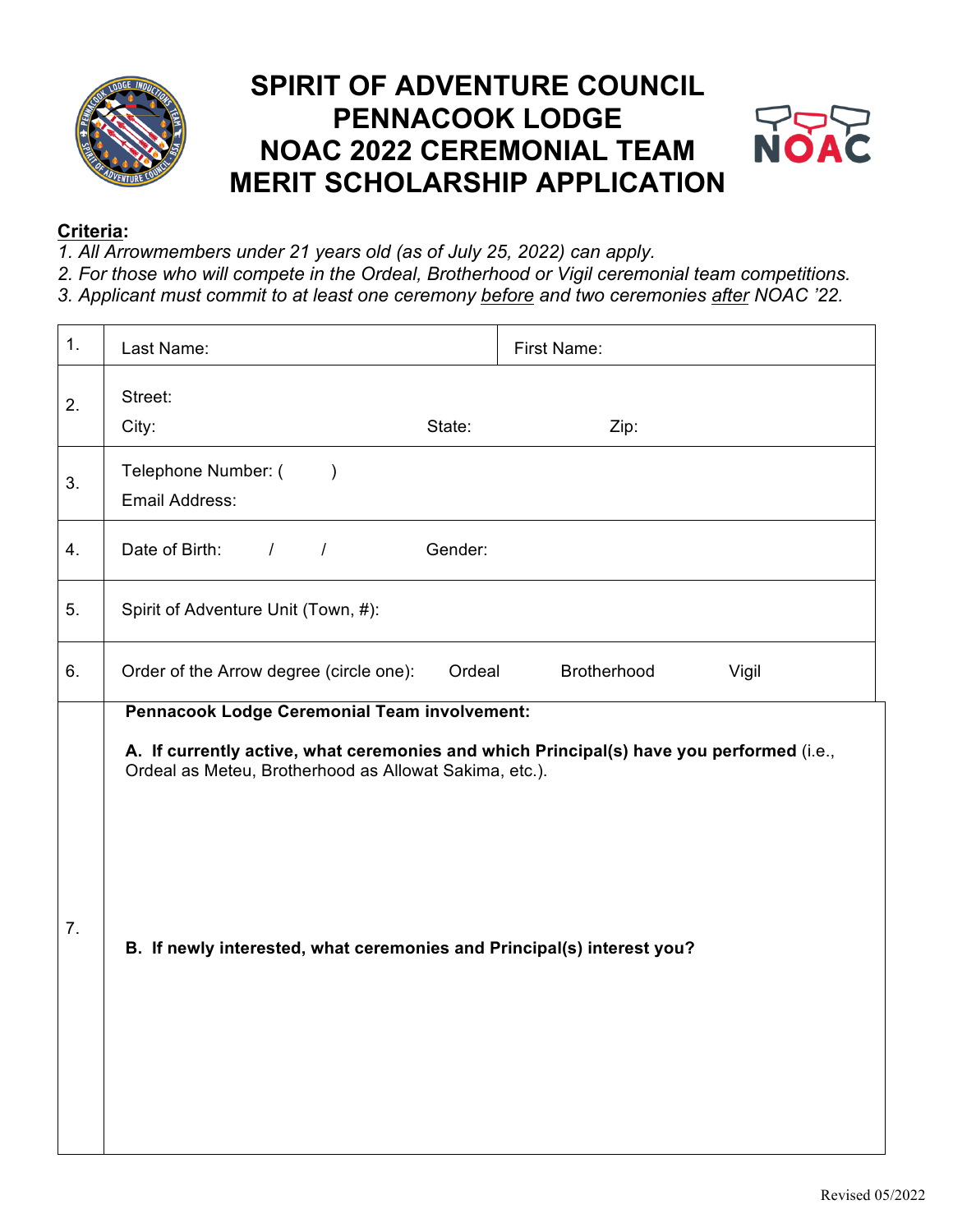# SPIRIT OF ADVENTURE COUNCIL
# PENNACOOK LODGE
# NOAC 2022 CEREMONIAL TEAM
# MERIT SCHOLARSHIP APPLICATION

**Criteria:**

*1. All Arrowmembers under 21 years old (as of July 25, 2022) can apply.*

*2. For those who will compete in the Ordeal, Brotherhood or Vigil ceremonial team competitions.*

*3. Applicant must commit to at least one ceremony before and two ceremonies after NOAC '22.*

| | | |
|---|---|---|
| 1. | Last Name: | First Name: |
| 2. | Street:<br>City: State: Zip: | |
| 3. | Telephone Number: ( )<br>Email Address: | |
| 4. | Date of Birth: / / Gender: | |
| 5. | Spirit of Adventure Unit (Town, #): | |
| 6. | Order of the Arrow degree (circle one): Ordeal Brotherhood Vigil | |
| 7. | **Pennacook Lodge Ceremonial Team involvement:**<br>**A. If currently active, what ceremonies and which Principal(s) have you performed** (i.e., Ordeal as Meteu, Brotherhood as Allowat Sakima, etc.).<br><br>**B. If newly interested, what ceremonies and Principal(s) interest you?** | |

Revised 05/2022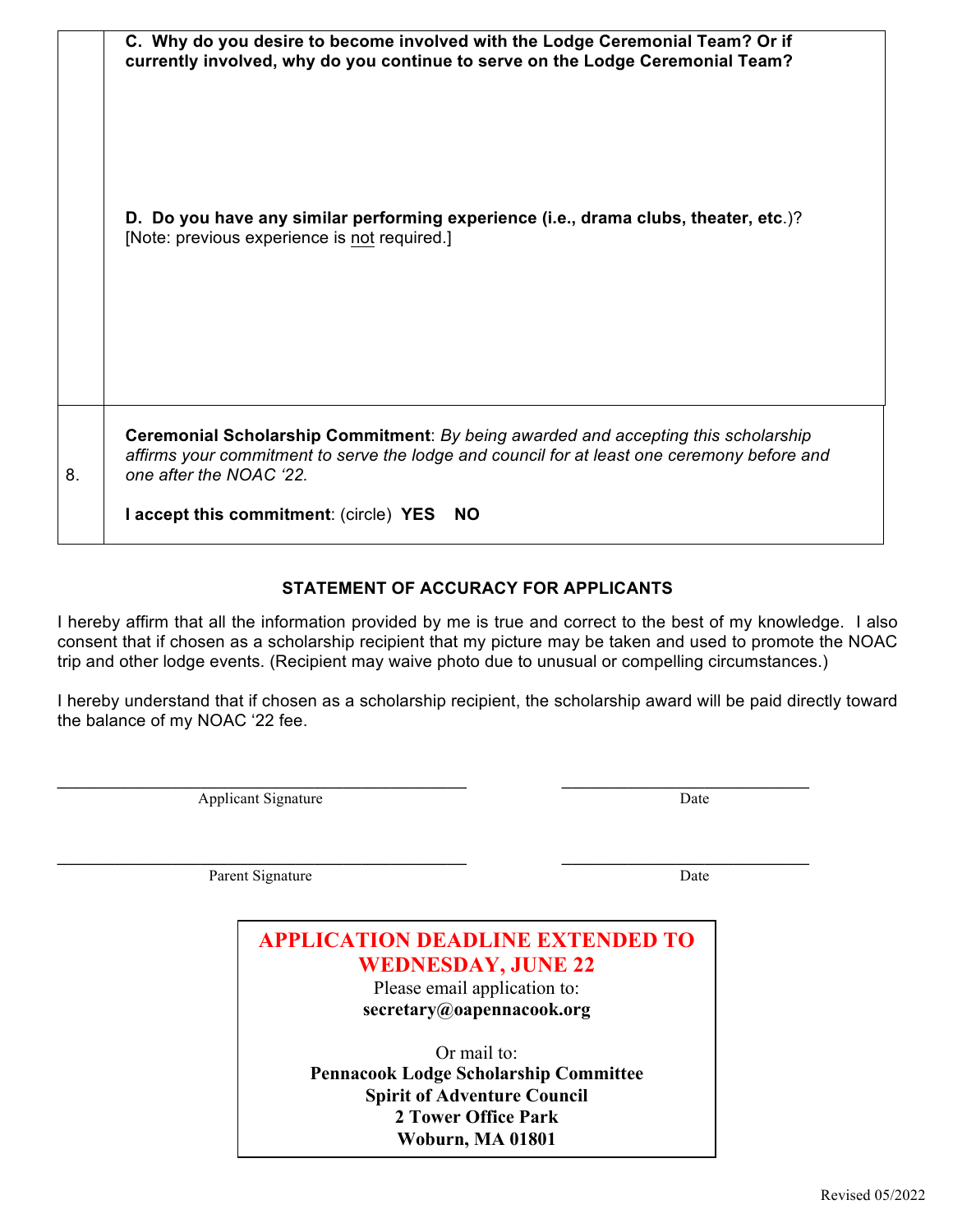| | |
|---|---|
| | **C. Why do you desire to become involved with the Lodge Ceremonial Team? Or if currently involved, why do you continue to serve on the Lodge Ceremonial Team?**<br><br><br><br>**D. Do you have any similar performing experience (i.e., drama clubs, theater, etc.)?** [Note: previous experience is not required.] |
| 8. | **Ceremonial Scholarship Commitment**: *By being awarded and accepting this scholarship affirms your commitment to serve the lodge and council for at least one ceremony before and one after the NOAC '22.*<br><br>**I accept this commitment**: (circle) **YES NO** |

### STATEMENT OF ACCURACY FOR APPLICANTS

I hereby affirm that all the information provided by me is true and correct to the best of my knowledge. I also consent that if chosen as a scholarship recipient that my picture may be taken and used to promote the NOAC trip and other lodge events. (Recipient may waive photo due to unusual or compelling circumstances.)

I hereby understand that if chosen as a scholarship recipient, the scholarship award will be paid directly toward the balance of my NOAC '22 fee.

\_\_\_\_\_\_\_\_\_\_\_\_\_\_\_\_\_\_\_\_\_\_\_\_\_\_\_\_\_\_\_\_\_\_\_\_\_\_\_\_ \_\_\_\_\_\_\_\_\_\_\_\_\_\_\_\_\_\_\_\_\_\_\_\_\_

Applicant Signature Date

\_\_\_\_\_\_\_\_\_\_\_\_\_\_\_\_\_\_\_\_\_\_\_\_\_\_\_\_\_\_\_\_\_\_\_\_\_\_\_\_ \_\_\_\_\_\_\_\_\_\_\_\_\_\_\_\_\_\_\_\_\_\_\_\_\_

Parent Signature Date

**APPLICATION DEADLINE EXTENDED TO WEDNESDAY, JUNE 22**

Please email application to:
**secretary@oapennacook.org**

Or mail to:
**Pennacook Lodge Scholarship Committee**
**Spirit of Adventure Council**
**2 Tower Office Park**
**Woburn, MA 01801**

Revised 05/2022